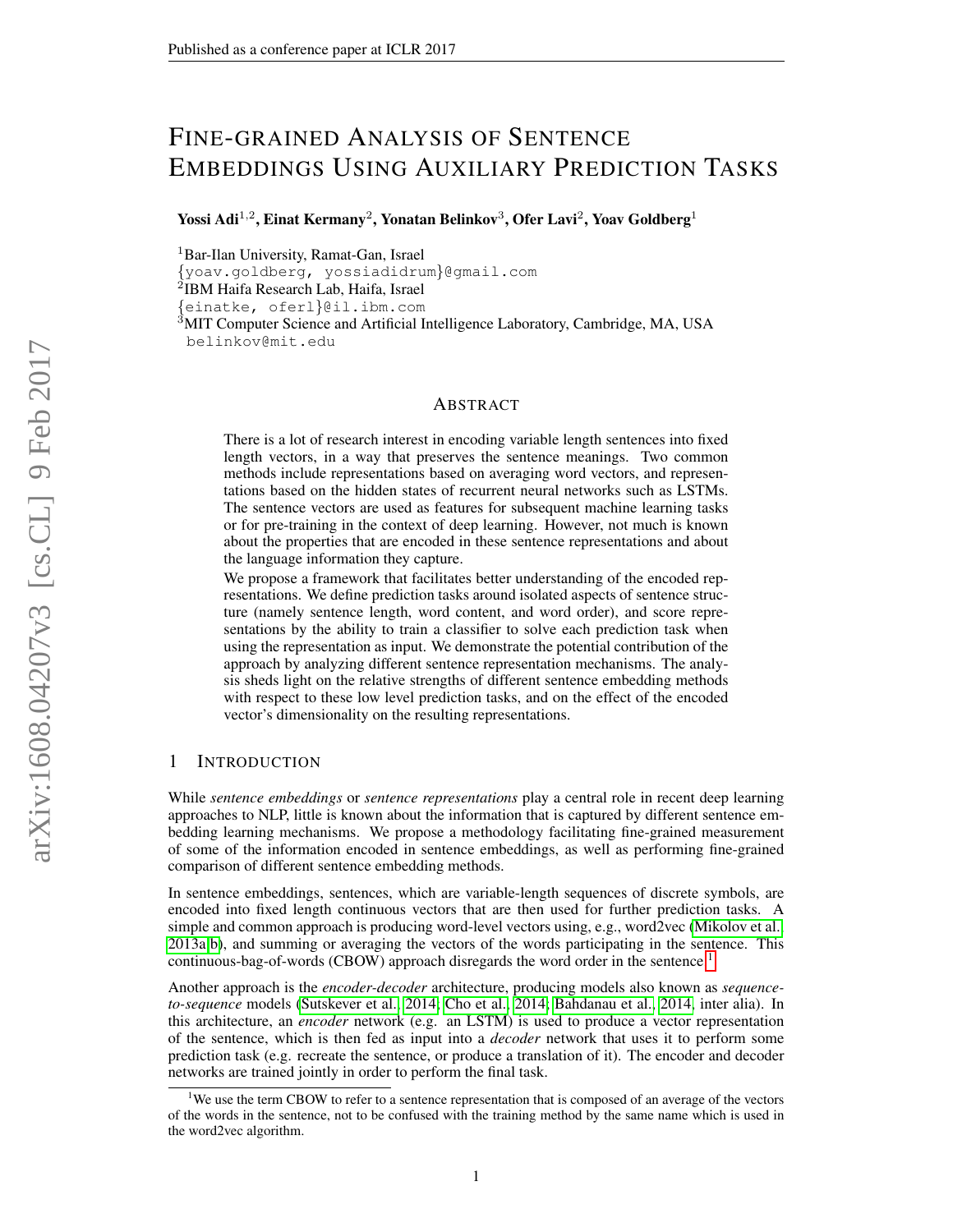# FINE-GRAINED ANALYSIS OF SENTENCE EMBEDDINGS USING AUXILIARY PREDICTION TASKS

**Yossi Adi**[1,2], **Einat Kermany**[2], **Yonatan Belinkov**[3], **Ofer Lavi**[2], **Yoav Goldberg**[1]

[1]Bar-Ilan University, Ramat-Gan, Israel
{yoav.goldberg, yossiadidrum}@gmail.com
[2]IBM Haifa Research Lab, Haifa, Israel
{einatke, oferl}@il.ibm.com
[3]MIT Computer Science and Artificial Intelligence Laboratory, Cambridge, MA, USA
belinkov@mit.edu

## ABSTRACT

There is a lot of research interest in encoding variable length sentences into fixed length vectors, in a way that preserves the sentence meanings. Two common methods include representations based on averaging word vectors, and representations based on the hidden states of recurrent neural networks such as LSTMs. The sentence vectors are used as features for subsequent machine learning tasks or for pre-training in the context of deep learning. However, not much is known about the properties that are encoded in these sentence representations and about the language information they capture.

We propose a framework that facilitates better understanding of the encoded representations. We define prediction tasks around isolated aspects of sentence structure (namely sentence length, word content, and word order), and score representations by the ability to train a classifier to solve each prediction task when using the representation as input. We demonstrate the potential contribution of the approach by analyzing different sentence representation mechanisms. The analysis sheds light on the relative strengths of different sentence embedding methods with respect to these low level prediction tasks, and on the effect of the encoded vector's dimensionality on the resulting representations.

## 1 INTRODUCTION

While *sentence embeddings* or *sentence representations* play a central role in recent deep learning approaches to NLP, little is known about the information that is captured by different sentence embedding learning mechanisms. We propose a methodology facilitating fine-grained measurement of some of the information encoded in sentence embeddings, as well as performing fine-grained comparison of different sentence embedding methods.

In sentence embeddings, sentences, which are variable-length sequences of discrete symbols, are encoded into fixed length continuous vectors that are then used for further prediction tasks. A simple and common approach is producing word-level vectors using, e.g., word2vec (Mikolov et al., 2013a;b), and summing or averaging the vectors of the words participating in the sentence. This continuous-bag-of-words (CBOW) approach disregards the word order in the sentence.[1]

Another approach is the *encoder-decoder* architecture, producing models also known as *sequence-to-sequence* models (Sutskever et al., 2014; Cho et al., 2014; Bahdanau et al., 2014, inter alia). In this architecture, an *encoder* network (e.g. an LSTM) is used to produce a vector representation of the sentence, which is then fed as input into a *decoder* network that uses it to perform some prediction task (e.g. recreate the sentence, or produce a translation of it). The encoder and decoder networks are trained jointly in order to perform the final task.

[1]We use the term CBOW to refer to a sentence representation that is composed of an average of the vectors of the words in the sentence, not to be confused with the training method by the same name which is used in the word2vec algorithm.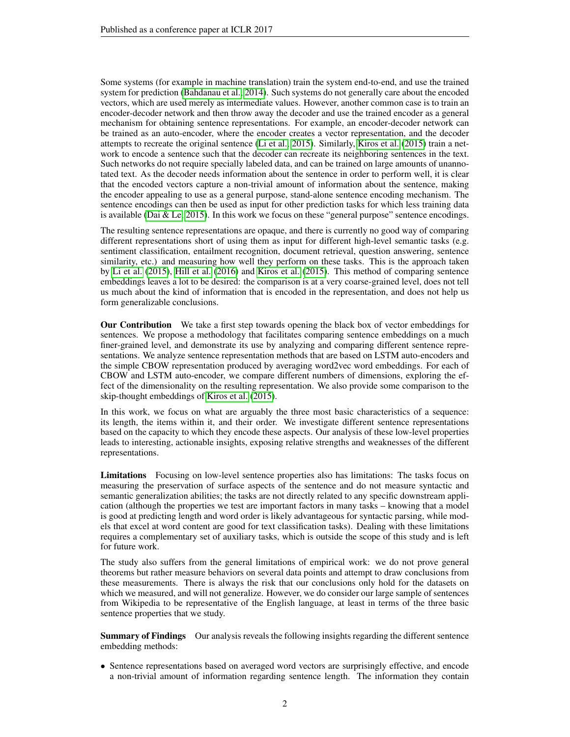Some systems (for example in machine translation) train the system end-to-end, and use the trained system for prediction (Bahdanau et al., 2014). Such systems do not generally care about the encoded vectors, which are used merely as intermediate values. However, another common case is to train an encoder-decoder network and then throw away the decoder and use the trained encoder as a general mechanism for obtaining sentence representations. For example, an encoder-decoder network can be trained as an auto-encoder, where the encoder creates a vector representation, and the decoder attempts to recreate the original sentence (Li et al., 2015). Similarly, Kiros et al. (2015) train a network to encode a sentence such that the decoder can recreate its neighboring sentences in the text. Such networks do not require specially labeled data, and can be trained on large amounts of unannotated text. As the decoder needs information about the sentence in order to perform well, it is clear that the encoded vectors capture a non-trivial amount of information about the sentence, making the encoder appealing to use as a general purpose, stand-alone sentence encoding mechanism. The sentence encodings can then be used as input for other prediction tasks for which less training data is available (Dai & Le, 2015). In this work we focus on these "general purpose" sentence encodings.

The resulting sentence representations are opaque, and there is currently no good way of comparing different representations short of using them as input for different high-level semantic tasks (e.g. sentiment classification, entailment recognition, document retrieval, question answering, sentence similarity, etc.) and measuring how well they perform on these tasks. This is the approach taken by Li et al. (2015), Hill et al. (2016) and Kiros et al. (2015). This method of comparing sentence embeddings leaves a lot to be desired: the comparison is at a very coarse-grained level, does not tell us much about the kind of information that is encoded in the representation, and does not help us form generalizable conclusions.

**Our Contribution** We take a first step towards opening the black box of vector embeddings for sentences. We propose a methodology that facilitates comparing sentence embeddings on a much finer-grained level, and demonstrate its use by analyzing and comparing different sentence representations. We analyze sentence representation methods that are based on LSTM auto-encoders and the simple CBOW representation produced by averaging word2vec word embeddings. For each of CBOW and LSTM auto-encoder, we compare different numbers of dimensions, exploring the effect of the dimensionality on the resulting representation. We also provide some comparison to the skip-thought embeddings of Kiros et al. (2015).

In this work, we focus on what are arguably the three most basic characteristics of a sequence: its length, the items within it, and their order. We investigate different sentence representations based on the capacity to which they encode these aspects. Our analysis of these low-level properties leads to interesting, actionable insights, exposing relative strengths and weaknesses of the different representations.

**Limitations** Focusing on low-level sentence properties also has limitations: The tasks focus on measuring the preservation of surface aspects of the sentence and do not measure syntactic and semantic generalization abilities; the tasks are not directly related to any specific downstream application (although the properties we test are important factors in many tasks – knowing that a model is good at predicting length and word order is likely advantageous for syntactic parsing, while models that excel at word content are good for text classification tasks). Dealing with these limitations requires a complementary set of auxiliary tasks, which is outside the scope of this study and is left for future work.

The study also suffers from the general limitations of empirical work: we do not prove general theorems but rather measure behaviors on several data points and attempt to draw conclusions from these measurements. There is always the risk that our conclusions only hold for the datasets on which we measured, and will not generalize. However, we do consider our large sample of sentences from Wikipedia to be representative of the English language, at least in terms of the three basic sentence properties that we study.

**Summary of Findings** Our analysis reveals the following insights regarding the different sentence embedding methods:

- Sentence representations based on averaged word vectors are surprisingly effective, and encode a non-trivial amount of information regarding sentence length. The information they contain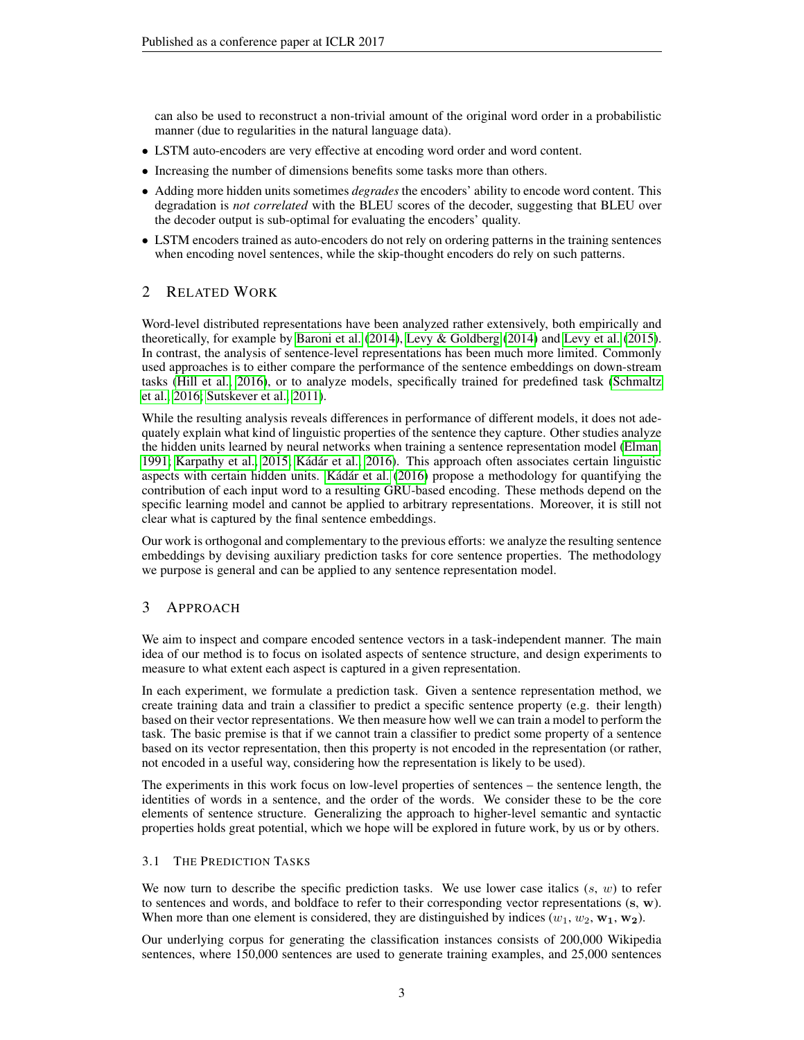can also be used to reconstruct a non-trivial amount of the original word order in a probabilistic manner (due to regularities in the natural language data).

- LSTM auto-encoders are very effective at encoding word order and word content.
- Increasing the number of dimensions benefits some tasks more than others.
- Adding more hidden units sometimes *degrades* the encoders' ability to encode word content. This degradation is *not correlated* with the BLEU scores of the decoder, suggesting that BLEU over the decoder output is sub-optimal for evaluating the encoders' quality.
- LSTM encoders trained as auto-encoders do not rely on ordering patterns in the training sentences when encoding novel sentences, while the skip-thought encoders do rely on such patterns.

## 2 Related Work

Word-level distributed representations have been analyzed rather extensively, both empirically and theoretically, for example by Baroni et al. (2014), Levy & Goldberg (2014) and Levy et al. (2015). In contrast, the analysis of sentence-level representations has been much more limited. Commonly used approaches is to either compare the performance of the sentence embeddings on down-stream tasks (Hill et al., 2016), or to analyze models, specifically trained for predefined task (Schmaltz et al., 2016; Sutskever et al., 2011).

While the resulting analysis reveals differences in performance of different models, it does not adequately explain what kind of linguistic properties of the sentence they capture. Other studies analyze the hidden units learned by neural networks when training a sentence representation model (Elman, 1991; Karpathy et al., 2015; Kádár et al., 2016). This approach often associates certain linguistic aspects with certain hidden units. Kádár et al. (2016) propose a methodology for quantifying the contribution of each input word to a resulting GRU-based encoding. These methods depend on the specific learning model and cannot be applied to arbitrary representations. Moreover, it is still not clear what is captured by the final sentence embeddings.

Our work is orthogonal and complementary to the previous efforts: we analyze the resulting sentence embeddings by devising auxiliary prediction tasks for core sentence properties. The methodology we purpose is general and can be applied to any sentence representation model.

## 3 Approach

We aim to inspect and compare encoded sentence vectors in a task-independent manner. The main idea of our method is to focus on isolated aspects of sentence structure, and design experiments to measure to what extent each aspect is captured in a given representation.

In each experiment, we formulate a prediction task. Given a sentence representation method, we create training data and train a classifier to predict a specific sentence property (e.g. their length) based on their vector representations. We then measure how well we can train a model to perform the task. The basic premise is that if we cannot train a classifier to predict some property of a sentence based on its vector representation, then this property is not encoded in the representation (or rather, not encoded in a useful way, considering how the representation is likely to be used).

The experiments in this work focus on low-level properties of sentences – the sentence length, the identities of words in a sentence, and the order of the words. We consider these to be the core elements of sentence structure. Generalizing the approach to higher-level semantic and syntactic properties holds great potential, which we hope will be explored in future work, by us or by others.

### 3.1 The Prediction Tasks

We now turn to describe the specific prediction tasks. We use lower case italics ($s$, $w$) to refer to sentences and words, and boldface to refer to their corresponding vector representations ($\mathbf{s}$, $\mathbf{w}$). When more than one element is considered, they are distinguished by indices ($w_1$, $w_2$, $\mathbf{w_1}$, $\mathbf{w_2}$).

Our underlying corpus for generating the classification instances consists of 200,000 Wikipedia sentences, where 150,000 sentences are used to generate training examples, and 25,000 sentences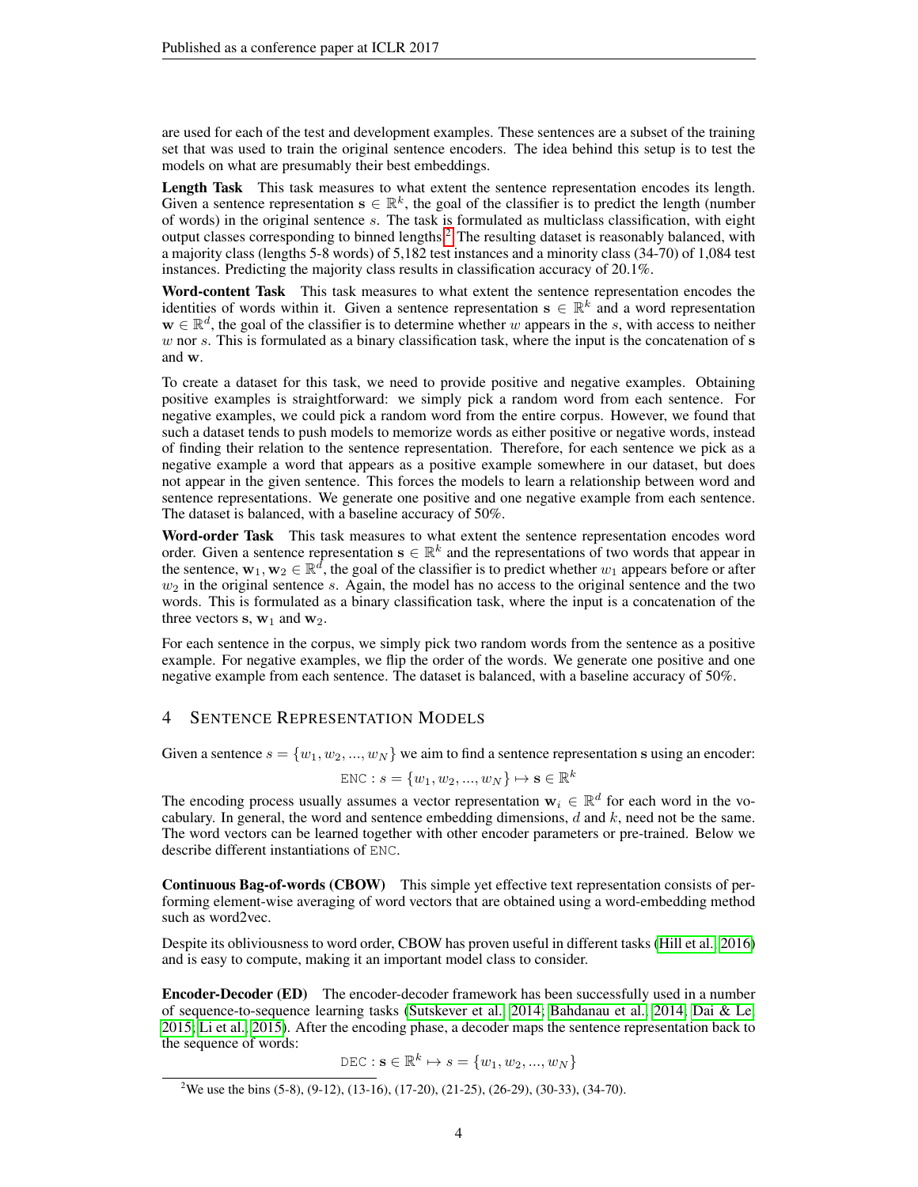are used for each of the test and development examples. These sentences are a subset of the training set that was used to train the original sentence encoders. The idea behind this setup is to test the models on what are presumably their best embeddings.

**Length Task** This task measures to what extent the sentence representation encodes its length. Given a sentence representation $\mathbf{s} \in \mathbb{R}^k$, the goal of the classifier is to predict the length (number of words) in the original sentence $s$. The task is formulated as multiclass classification, with eight output classes corresponding to binned lengths.[2] The resulting dataset is reasonably balanced, with a majority class (lengths 5-8 words) of 5,182 test instances and a minority class (34-70) of 1,084 test instances. Predicting the majority class results in classification accuracy of 20.1%.

**Word-content Task** This task measures to what extent the sentence representation encodes the identities of words within it. Given a sentence representation $\mathbf{s} \in \mathbb{R}^k$ and a word representation $\mathbf{w} \in \mathbb{R}^d$, the goal of the classifier is to determine whether $w$ appears in the $s$, with access to neither $w$ nor $s$. This is formulated as a binary classification task, where the input is the concatenation of $\mathbf{s}$ and $\mathbf{w}$.

To create a dataset for this task, we need to provide positive and negative examples. Obtaining positive examples is straightforward: we simply pick a random word from each sentence. For negative examples, we could pick a random word from the entire corpus. However, we found that such a dataset tends to push models to memorize words as either positive or negative words, instead of finding their relation to the sentence representation. Therefore, for each sentence we pick as a negative example a word that appears as a positive example somewhere in our dataset, but does not appear in the given sentence. This forces the models to learn a relationship between word and sentence representations. We generate one positive and one negative example from each sentence. The dataset is balanced, with a baseline accuracy of 50%.

**Word-order Task** This task measures to what extent the sentence representation encodes word order. Given a sentence representation $\mathbf{s} \in \mathbb{R}^k$ and the representations of two words that appear in the sentence, $\mathbf{w}_1, \mathbf{w}_2 \in \mathbb{R}^d$, the goal of the classifier is to predict whether $w_1$ appears before or after $w_2$ in the original sentence $s$. Again, the model has no access to the original sentence and the two words. This is formulated as a binary classification task, where the input is a concatenation of the three vectors $\mathbf{s}$, $\mathbf{w}_1$ and $\mathbf{w}_2$.

For each sentence in the corpus, we simply pick two random words from the sentence as a positive example. For negative examples, we flip the order of the words. We generate one positive and one negative example from each sentence. The dataset is balanced, with a baseline accuracy of 50%.

## 4 Sentence Representation Models

Given a sentence $s = \{w_1, w_2, ..., w_N\}$ we aim to find a sentence representation $\mathbf{s}$ using an encoder:

$$\texttt{ENC} : s = \{w_1, w_2, ..., w_N\} \mapsto \mathbf{s} \in \mathbb{R}^k$$

The encoding process usually assumes a vector representation $\mathbf{w}_i \in \mathbb{R}^d$ for each word in the vocabulary. In general, the word and sentence embedding dimensions, $d$ and $k$, need not be the same. The word vectors can be learned together with other encoder parameters or pre-trained. Below we describe different instantiations of ENC.

**Continuous Bag-of-words (CBOW)** This simple yet effective text representation consists of performing element-wise averaging of word vectors that are obtained using a word-embedding method such as word2vec.

Despite its obliviousness to word order, CBOW has proven useful in different tasks (Hill et al., 2016) and is easy to compute, making it an important model class to consider.

**Encoder-Decoder (ED)** The encoder-decoder framework has been successfully used in a number of sequence-to-sequence learning tasks (Sutskever et al., 2014; Bahdanau et al., 2014; Dai & Le, 2015; Li et al., 2015). After the encoding phase, a decoder maps the sentence representation back to the sequence of words:

$$\texttt{DEC} : \mathbf{s} \in \mathbb{R}^k \mapsto s = \{w_1, w_2, ..., w_N\}$$

[2] We use the bins (5-8), (9-12), (13-16), (17-20), (21-25), (26-29), (30-33), (34-70).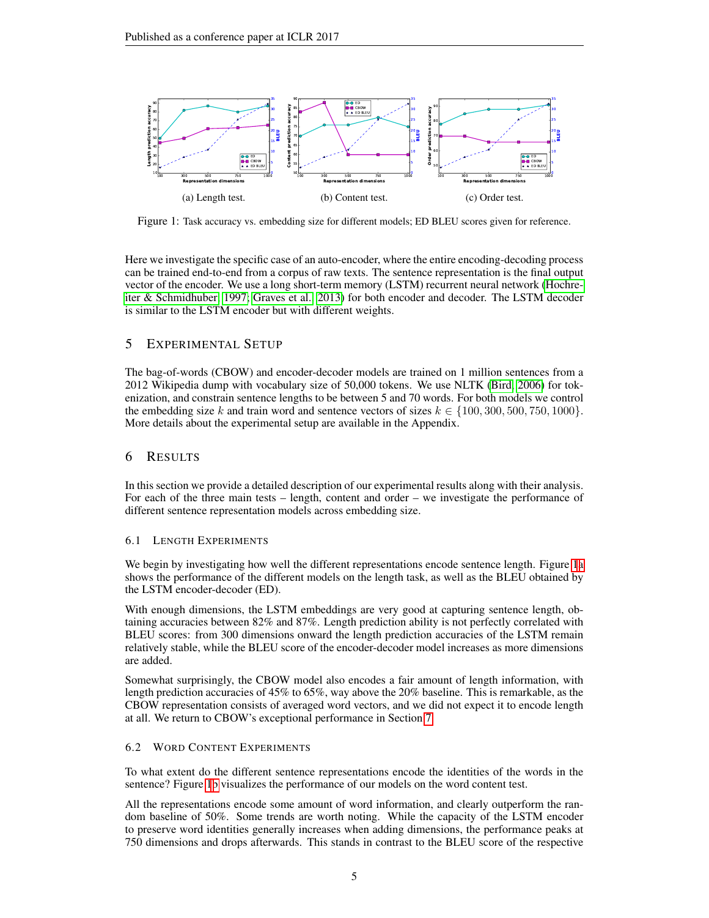(a) Length test. (b) Content test. (c) Order test.

Figure 1: Task accuracy vs. embedding size for different models; ED BLEU scores given for reference.

Here we investigate the specific case of an auto-encoder, where the entire encoding-decoding process can be trained end-to-end from a corpus of raw texts. The sentence representation is the final output vector of the encoder. We use a long short-term memory (LSTM) recurrent neural network (Hochreiter & Schmidhuber, 1997; Graves et al., 2013) for both encoder and decoder. The LSTM decoder is similar to the LSTM encoder but with different weights.

## 5 Experimental Setup

The bag-of-words (CBOW) and encoder-decoder models are trained on 1 million sentences from a 2012 Wikipedia dump with vocabulary size of 50,000 tokens. We use NLTK (Bird, 2006) for tokenization, and constrain sentence lengths to be between 5 and 70 words. For both models we control the embedding size $k$ and train word and sentence vectors of sizes $k \in \{100, 300, 500, 750, 1000\}$. More details about the experimental setup are available in the Appendix.

## 6 Results

In this section we provide a detailed description of our experimental results along with their analysis. For each of the three main tests – length, content and order – we investigate the performance of different sentence representation models across embedding size.

### 6.1 Length Experiments

We begin by investigating how well the different representations encode sentence length. Figure 1a shows the performance of the different models on the length task, as well as the BLEU obtained by the LSTM encoder-decoder (ED).

With enough dimensions, the LSTM embeddings are very good at capturing sentence length, obtaining accuracies between 82% and 87%. Length prediction ability is not perfectly correlated with BLEU scores: from 300 dimensions onward the length prediction accuracies of the LSTM remain relatively stable, while the BLEU score of the encoder-decoder model increases as more dimensions are added.

Somewhat surprisingly, the CBOW model also encodes a fair amount of length information, with length prediction accuracies of 45% to 65%, way above the 20% baseline. This is remarkable, as the CBOW representation consists of averaged word vectors, and we did not expect it to encode length at all. We return to CBOW's exceptional performance in Section 7.

### 6.2 Word Content Experiments

To what extent do the different sentence representations encode the identities of the words in the sentence? Figure 1b visualizes the performance of our models on the word content test.

All the representations encode some amount of word information, and clearly outperform the random baseline of 50%. Some trends are worth noting. While the capacity of the LSTM encoder to preserve word identities generally increases when adding dimensions, the performance peaks at 750 dimensions and drops afterwards. This stands in contrast to the BLEU score of the respective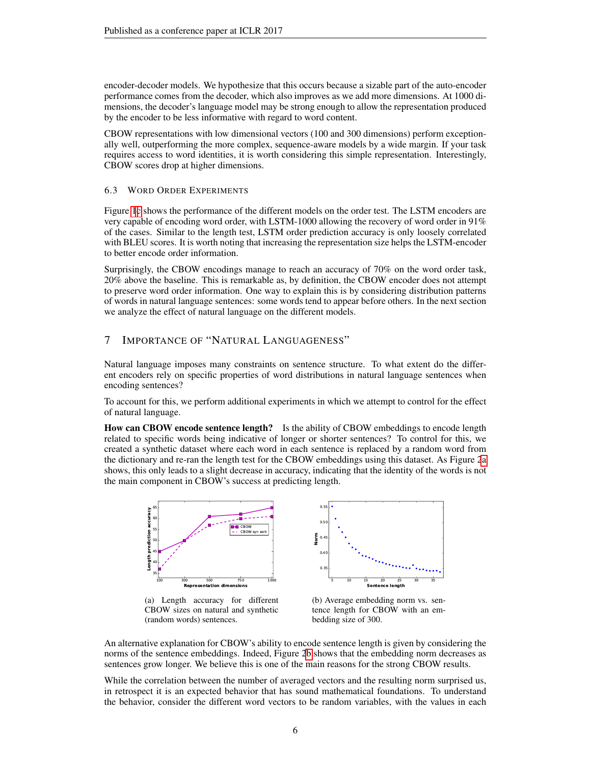encoder-decoder models. We hypothesize that this occurs because a sizable part of the auto-encoder performance comes from the decoder, which also improves as we add more dimensions. At 1000 dimensions, the decoder's language model may be strong enough to allow the representation produced by the encoder to be less informative with regard to word content.

CBOW representations with low dimensional vectors (100 and 300 dimensions) perform exceptionally well, outperforming the more complex, sequence-aware models by a wide margin. If your task requires access to word identities, it is worth considering this simple representation. Interestingly, CBOW scores drop at higher dimensions.

### 6.3 Word Order Experiments

Figure 1c shows the performance of the different models on the order test. The LSTM encoders are very capable of encoding word order, with LSTM-1000 allowing the recovery of word order in 91% of the cases. Similar to the length test, LSTM order prediction accuracy is only loosely correlated with BLEU scores. It is worth noting that increasing the representation size helps the LSTM-encoder to better encode order information.

Surprisingly, the CBOW encodings manage to reach an accuracy of 70% on the word order task, 20% above the baseline. This is remarkable as, by definition, the CBOW encoder does not attempt to preserve word order information. One way to explain this is by considering distribution patterns of words in natural language sentences: some words tend to appear before others. In the next section we analyze the effect of natural language on the different models.

## 7 Importance of "Natural Languageness"

Natural language imposes many constraints on sentence structure. To what extent do the different encoders rely on specific properties of word distributions in natural language sentences when encoding sentences?

To account for this, we perform additional experiments in which we attempt to control for the effect of natural language.

**How can CBOW encode sentence length?** Is the ability of CBOW embeddings to encode length related to specific words being indicative of longer or shorter sentences? To control for this, we created a synthetic dataset where each word in each sentence is replaced by a random word from the dictionary and re-ran the length test for the CBOW embeddings using this dataset. As Figure 2a shows, this only leads to a slight decrease in accuracy, indicating that the identity of the words is not the main component in CBOW's success at predicting length.

(a) Length accuracy for different CBOW sizes on natural and synthetic (random words) sentences.

(b) Average embedding norm vs. sentence length for CBOW with an embedding size of 300.

An alternative explanation for CBOW's ability to encode sentence length is given by considering the norms of the sentence embeddings. Indeed, Figure 2b shows that the embedding norm decreases as sentences grow longer. We believe this is one of the main reasons for the strong CBOW results.

While the correlation between the number of averaged vectors and the resulting norm surprised us, in retrospect it is an expected behavior that has sound mathematical foundations. To understand the behavior, consider the different word vectors to be random variables, with the values in each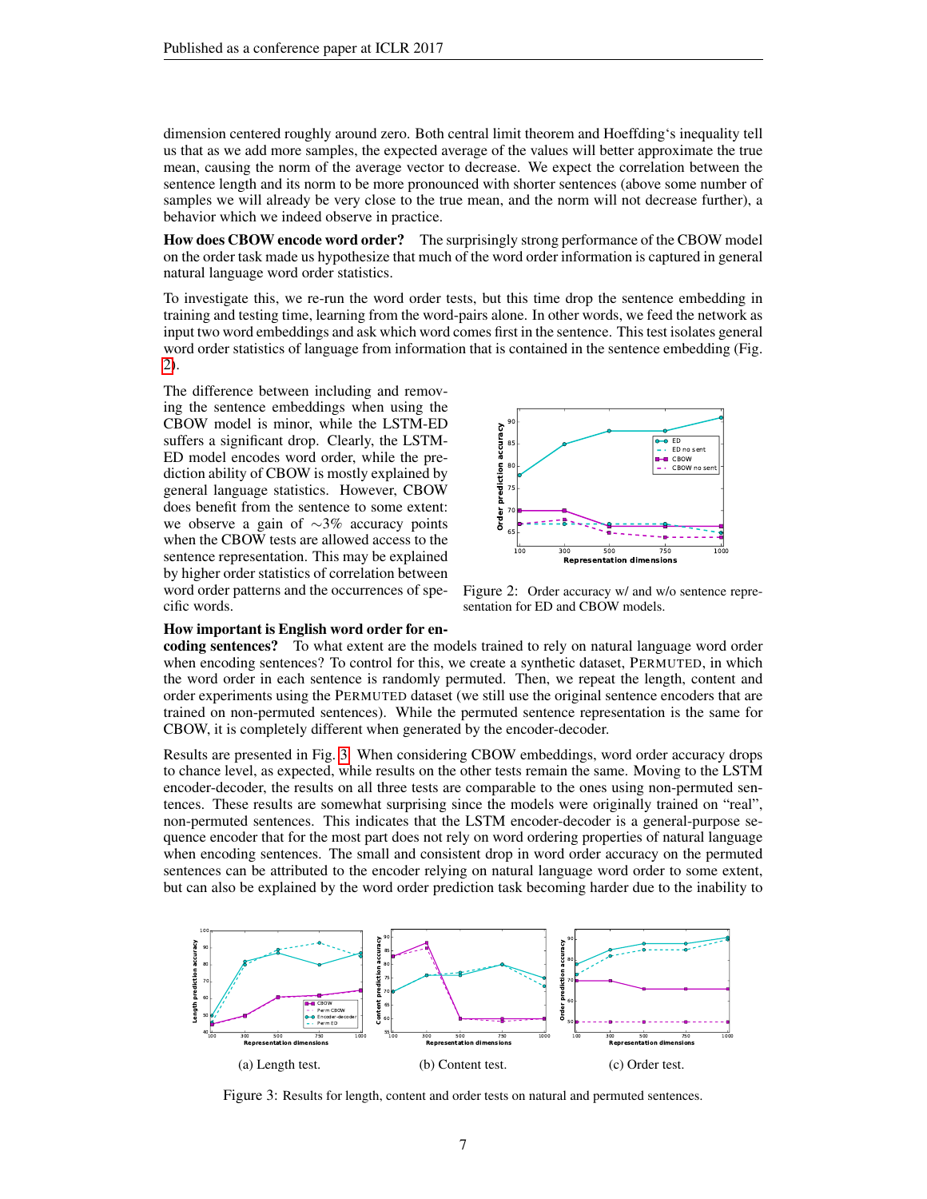dimension centered roughly around zero. Both central limit theorem and Hoeffding's inequality tell us that as we add more samples, the expected average of the values will better approximate the true mean, causing the norm of the average vector to decrease. We expect the correlation between the sentence length and its norm to be more pronounced with shorter sentences (above some number of samples we will already be very close to the true mean, and the norm will not decrease further), a behavior which we indeed observe in practice.

**How does CBOW encode word order?** The surprisingly strong performance of the CBOW model on the order task made us hypothesize that much of the word order information is captured in general natural language word order statistics.

To investigate this, we re-run the word order tests, but this time drop the sentence embedding in training and testing time, learning from the word-pairs alone. In other words, we feed the network as input two word embeddings and ask which word comes first in the sentence. This test isolates general word order statistics of language from information that is contained in the sentence embedding (Fig. 2).

The difference between including and removing the sentence embeddings when using the CBOW model is minor, while the LSTM-ED suffers a significant drop. Clearly, the LSTM-ED model encodes word order, while the prediction ability of CBOW is mostly explained by general language statistics. However, CBOW does benefit from the sentence to some extent: we observe a gain of $\sim 3\%$ accuracy points when the CBOW tests are allowed access to the sentence representation. This may be explained by higher order statistics of correlation between word order patterns and the occurrences of specific words.

Figure 2: Order accuracy w/ and w/o sentence representation for ED and CBOW models.

**How important is English word order for encoding sentences?** To what extent are the models trained to rely on natural language word order when encoding sentences? To control for this, we create a synthetic dataset, PERMUTED, in which the word order in each sentence is randomly permuted. Then, we repeat the length, content and order experiments using the PERMUTED dataset (we still use the original sentence encoders that are trained on non-permuted sentences). While the permuted sentence representation is the same for CBOW, it is completely different when generated by the encoder-decoder.

Results are presented in Fig. 3. When considering CBOW embeddings, word order accuracy drops to chance level, as expected, while results on the other tests remain the same. Moving to the LSTM encoder-decoder, the results on all three tests are comparable to the ones using non-permuted sentences. These results are somewhat surprising since the models were originally trained on "real", non-permuted sentences. This indicates that the LSTM encoder-decoder is a general-purpose sequence encoder that for the most part does not rely on word ordering properties of natural language when encoding sentences. The small and consistent drop in word order accuracy on the permuted sentences can be attributed to the encoder relying on natural language word order to some extent, but can also be explained by the word order prediction task becoming harder due to the inability to

(a) Length test. (b) Content test. (c) Order test.

Figure 3: Results for length, content and order tests on natural and permuted sentences.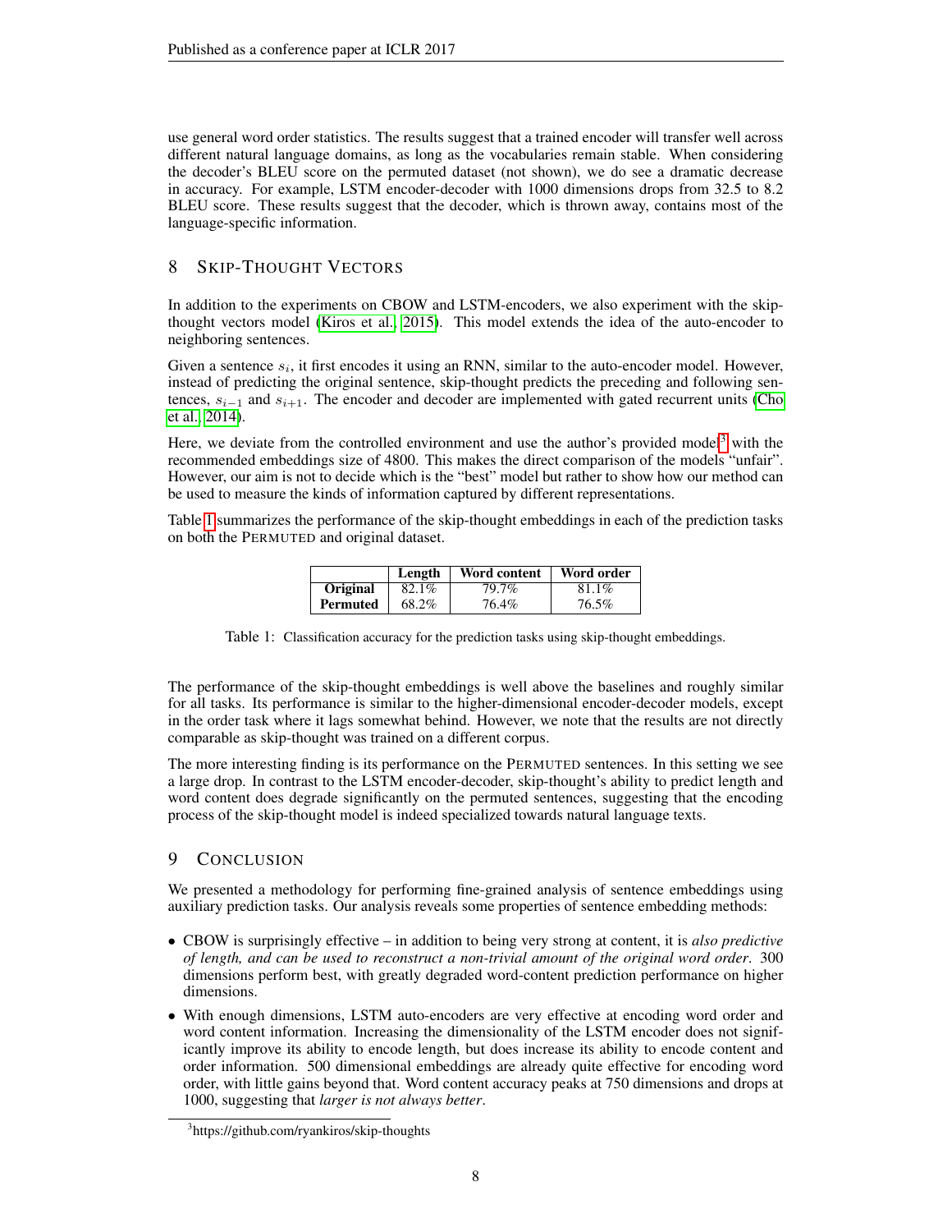use general word order statistics. The results suggest that a trained encoder will transfer well across different natural language domains, as long as the vocabularies remain stable. When considering the decoder's BLEU score on the permuted dataset (not shown), we do see a dramatic decrease in accuracy. For example, LSTM encoder-decoder with 1000 dimensions drops from 32.5 to 8.2 BLEU score. These results suggest that the decoder, which is thrown away, contains most of the language-specific information.

## 8 SKIP-THOUGHT VECTORS

In addition to the experiments on CBOW and LSTM-encoders, we also experiment with the skip-thought vectors model (Kiros et al., 2015). This model extends the idea of the auto-encoder to neighboring sentences.

Given a sentence $s_i$, it first encodes it using an RNN, similar to the auto-encoder model. However, instead of predicting the original sentence, skip-thought predicts the preceding and following sentences, $s_{i-1}$ and $s_{i+1}$. The encoder and decoder are implemented with gated recurrent units (Cho et al., 2014).

Here, we deviate from the controlled environment and use the author's provided model[3] with the recommended embeddings size of 4800. This makes the direct comparison of the models "unfair". However, our aim is not to decide which is the "best" model but rather to show how our method can be used to measure the kinds of information captured by different representations.

Table 1 summarizes the performance of the skip-thought embeddings in each of the prediction tasks on both the PERMUTED and original dataset.

| | Length | Word content | Word order |
|---|---|---|---|
| **Original** | 82.1% | 79.7% | 81.1% |
| **Permuted** | 68.2% | 76.4% | 76.5% |

Table 1: Classification accuracy for the prediction tasks using skip-thought embeddings.

The performance of the skip-thought embeddings is well above the baselines and roughly similar for all tasks. Its performance is similar to the higher-dimensional encoder-decoder models, except in the order task where it lags somewhat behind. However, we note that the results are not directly comparable as skip-thought was trained on a different corpus.

The more interesting finding is its performance on the PERMUTED sentences. In this setting we see a large drop. In contrast to the LSTM encoder-decoder, skip-thought's ability to predict length and word content does degrade significantly on the permuted sentences, suggesting that the encoding process of the skip-thought model is indeed specialized towards natural language texts.

## 9 CONCLUSION

We presented a methodology for performing fine-grained analysis of sentence embeddings using auxiliary prediction tasks. Our analysis reveals some properties of sentence embedding methods:

- CBOW is surprisingly effective – in addition to being very strong at content, it is *also predictive of length, and can be used to reconstruct a non-trivial amount of the original word order*. 300 dimensions perform best, with greatly degraded word-content prediction performance on higher dimensions.
- With enough dimensions, LSTM auto-encoders are very effective at encoding word order and word content information. Increasing the dimensionality of the LSTM encoder does not significantly improve its ability to encode length, but does increase its ability to encode content and order information. 500 dimensional embeddings are already quite effective for encoding word order, with little gains beyond that. Word content accuracy peaks at 750 dimensions and drops at 1000, suggesting that *larger is not always better*.

[3] https://github.com/ryankiros/skip-thoughts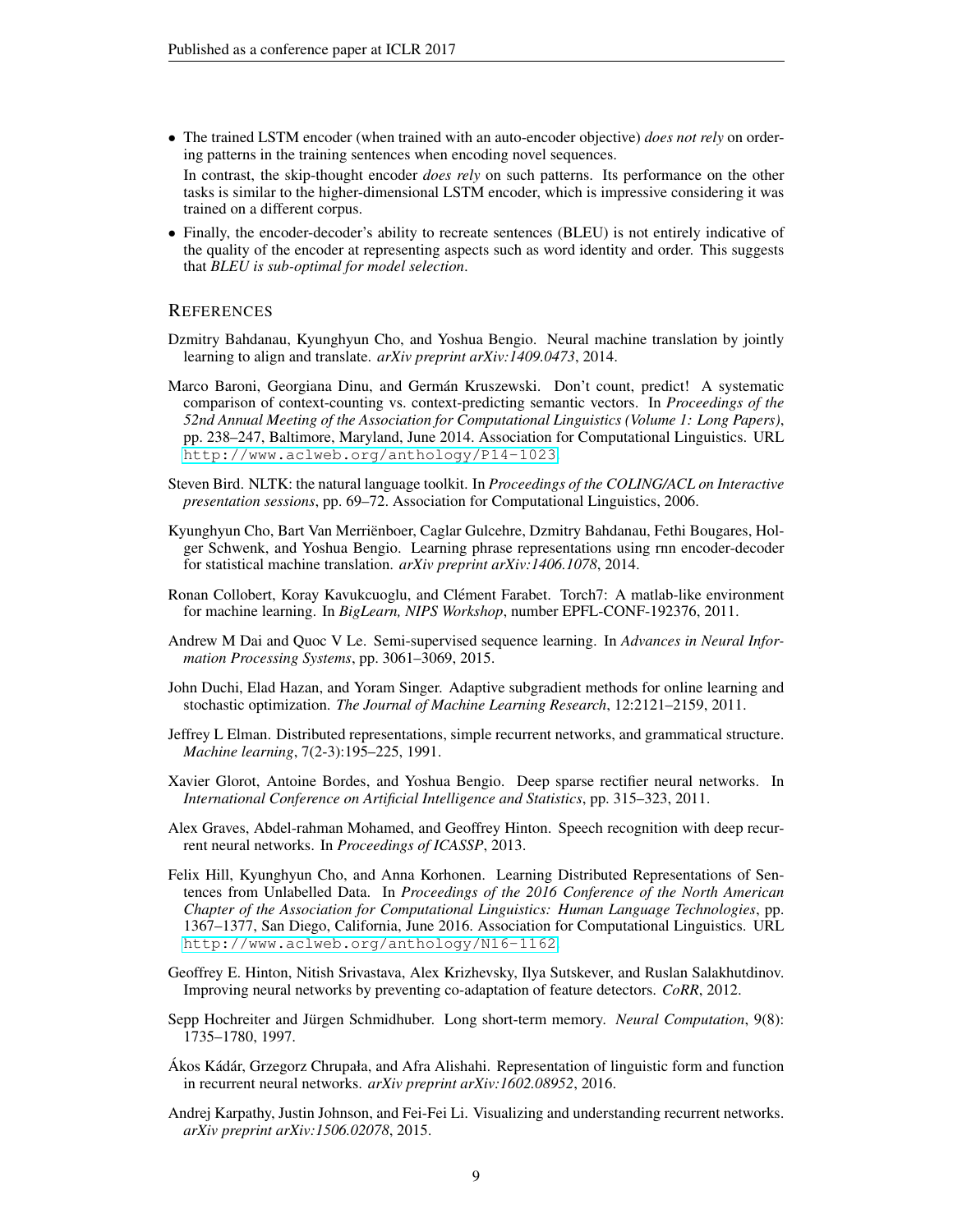- The trained LSTM encoder (when trained with an auto-encoder objective) *does not rely* on ordering patterns in the training sentences when encoding novel sequences.

  In contrast, the skip-thought encoder *does rely* on such patterns. Its performance on the other tasks is similar to the higher-dimensional LSTM encoder, which is impressive considering it was trained on a different corpus.

- Finally, the encoder-decoder's ability to recreate sentences (BLEU) is not entirely indicative of the quality of the encoder at representing aspects such as word identity and order. This suggests that *BLEU is sub-optimal for model selection*.

## References

Dzmitry Bahdanau, Kyunghyun Cho, and Yoshua Bengio. Neural machine translation by jointly learning to align and translate. *arXiv preprint arXiv:1409.0473*, 2014.

Marco Baroni, Georgiana Dinu, and Germán Kruszewski. Don't count, predict! A systematic comparison of context-counting vs. context-predicting semantic vectors. In *Proceedings of the 52nd Annual Meeting of the Association for Computational Linguistics (Volume 1: Long Papers)*, pp. 238–247, Baltimore, Maryland, June 2014. Association for Computational Linguistics. URL http://www.aclweb.org/anthology/P14-1023.

Steven Bird. NLTK: the natural language toolkit. In *Proceedings of the COLING/ACL on Interactive presentation sessions*, pp. 69–72. Association for Computational Linguistics, 2006.

Kyunghyun Cho, Bart Van Merriënboer, Caglar Gulcehre, Dzmitry Bahdanau, Fethi Bougares, Holger Schwenk, and Yoshua Bengio. Learning phrase representations using rnn encoder-decoder for statistical machine translation. *arXiv preprint arXiv:1406.1078*, 2014.

Ronan Collobert, Koray Kavukcuoglu, and Clément Farabet. Torch7: A matlab-like environment for machine learning. In *BigLearn, NIPS Workshop*, number EPFL-CONF-192376, 2011.

Andrew M Dai and Quoc V Le. Semi-supervised sequence learning. In *Advances in Neural Information Processing Systems*, pp. 3061–3069, 2015.

John Duchi, Elad Hazan, and Yoram Singer. Adaptive subgradient methods for online learning and stochastic optimization. *The Journal of Machine Learning Research*, 12:2121–2159, 2011.

Jeffrey L Elman. Distributed representations, simple recurrent networks, and grammatical structure. *Machine learning*, 7(2-3):195–225, 1991.

Xavier Glorot, Antoine Bordes, and Yoshua Bengio. Deep sparse rectifier neural networks. In *International Conference on Artificial Intelligence and Statistics*, pp. 315–323, 2011.

Alex Graves, Abdel-rahman Mohamed, and Geoffrey Hinton. Speech recognition with deep recurrent neural networks. In *Proceedings of ICASSP*, 2013.

Felix Hill, Kyunghyun Cho, and Anna Korhonen. Learning Distributed Representations of Sentences from Unlabelled Data. In *Proceedings of the 2016 Conference of the North American Chapter of the Association for Computational Linguistics: Human Language Technologies*, pp. 1367–1377, San Diego, California, June 2016. Association for Computational Linguistics. URL http://www.aclweb.org/anthology/N16-1162.

Geoffrey E. Hinton, Nitish Srivastava, Alex Krizhevsky, Ilya Sutskever, and Ruslan Salakhutdinov. Improving neural networks by preventing co-adaptation of feature detectors. *CoRR*, 2012.

Sepp Hochreiter and Jürgen Schmidhuber. Long short-term memory. *Neural Computation*, 9(8): 1735–1780, 1997.

Ákos Kádár, Grzegorz Chrupała, and Afra Alishahi. Representation of linguistic form and function in recurrent neural networks. *arXiv preprint arXiv:1602.08952*, 2016.

Andrej Karpathy, Justin Johnson, and Fei-Fei Li. Visualizing and understanding recurrent networks. *arXiv preprint arXiv:1506.02078*, 2015.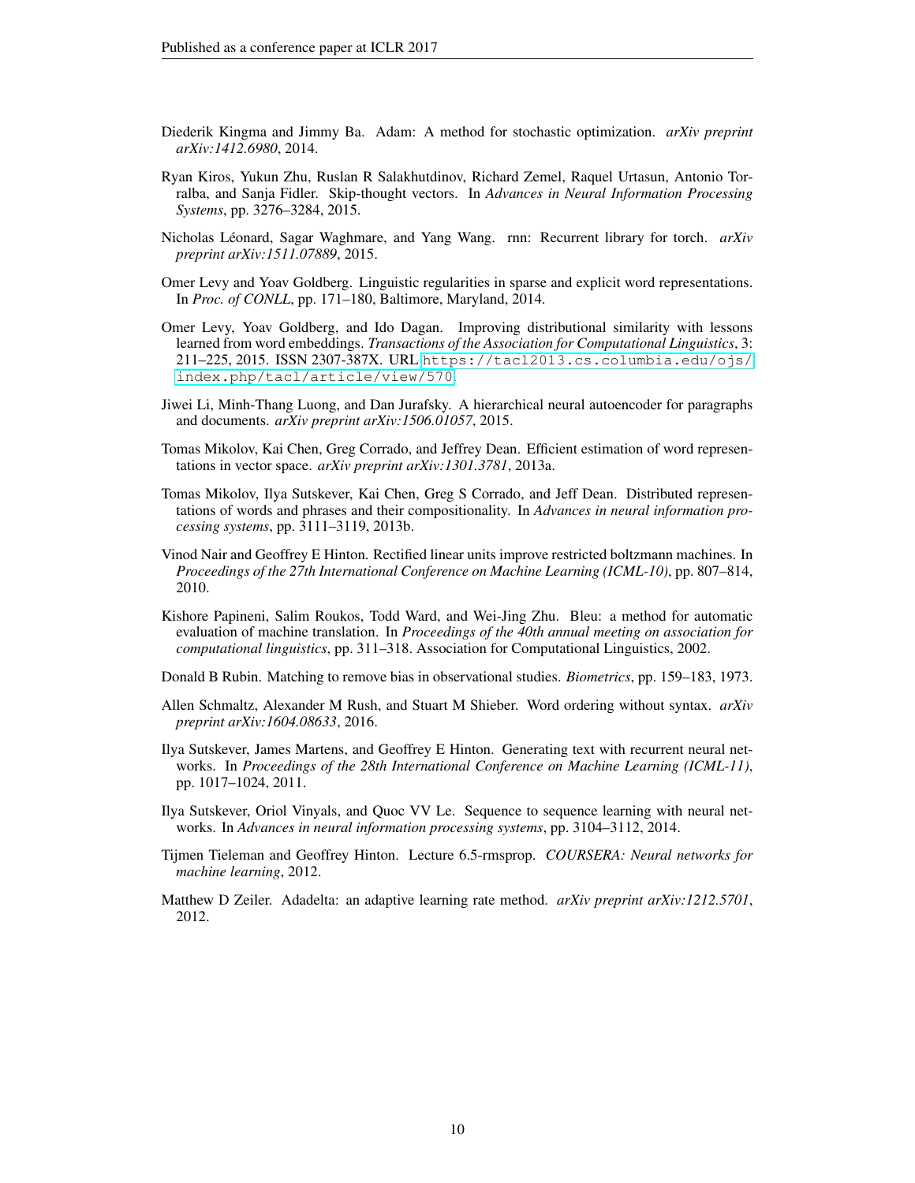Diederik Kingma and Jimmy Ba. Adam: A method for stochastic optimization. *arXiv preprint arXiv:1412.6980*, 2014.

Ryan Kiros, Yukun Zhu, Ruslan R Salakhutdinov, Richard Zemel, Raquel Urtasun, Antonio Torralba, and Sanja Fidler. Skip-thought vectors. In *Advances in Neural Information Processing Systems*, pp. 3276–3284, 2015.

Nicholas Léonard, Sagar Waghmare, and Yang Wang. rnn: Recurrent library for torch. *arXiv preprint arXiv:1511.07889*, 2015.

Omer Levy and Yoav Goldberg. Linguistic regularities in sparse and explicit word representations. In *Proc. of CONLL*, pp. 171–180, Baltimore, Maryland, 2014.

Omer Levy, Yoav Goldberg, and Ido Dagan. Improving distributional similarity with lessons learned from word embeddings. *Transactions of the Association for Computational Linguistics*, 3: 211–225, 2015. ISSN 2307-387X. URL https://tacl2013.cs.columbia.edu/ojs/index.php/tacl/article/view/570.

Jiwei Li, Minh-Thang Luong, and Dan Jurafsky. A hierarchical neural autoencoder for paragraphs and documents. *arXiv preprint arXiv:1506.01057*, 2015.

Tomas Mikolov, Kai Chen, Greg Corrado, and Jeffrey Dean. Efficient estimation of word representations in vector space. *arXiv preprint arXiv:1301.3781*, 2013a.

Tomas Mikolov, Ilya Sutskever, Kai Chen, Greg S Corrado, and Jeff Dean. Distributed representations of words and phrases and their compositionality. In *Advances in neural information processing systems*, pp. 3111–3119, 2013b.

Vinod Nair and Geoffrey E Hinton. Rectified linear units improve restricted boltzmann machines. In *Proceedings of the 27th International Conference on Machine Learning (ICML-10)*, pp. 807–814, 2010.

Kishore Papineni, Salim Roukos, Todd Ward, and Wei-Jing Zhu. Bleu: a method for automatic evaluation of machine translation. In *Proceedings of the 40th annual meeting on association for computational linguistics*, pp. 311–318. Association for Computational Linguistics, 2002.

Donald B Rubin. Matching to remove bias in observational studies. *Biometrics*, pp. 159–183, 1973.

Allen Schmaltz, Alexander M Rush, and Stuart M Shieber. Word ordering without syntax. *arXiv preprint arXiv:1604.08633*, 2016.

Ilya Sutskever, James Martens, and Geoffrey E Hinton. Generating text with recurrent neural networks. In *Proceedings of the 28th International Conference on Machine Learning (ICML-11)*, pp. 1017–1024, 2011.

Ilya Sutskever, Oriol Vinyals, and Quoc VV Le. Sequence to sequence learning with neural networks. In *Advances in neural information processing systems*, pp. 3104–3112, 2014.

Tijmen Tieleman and Geoffrey Hinton. Lecture 6.5-rmsprop. *COURSERA: Neural networks for machine learning*, 2012.

Matthew D Zeiler. Adadelta: an adaptive learning rate method. *arXiv preprint arXiv:1212.5701*, 2012.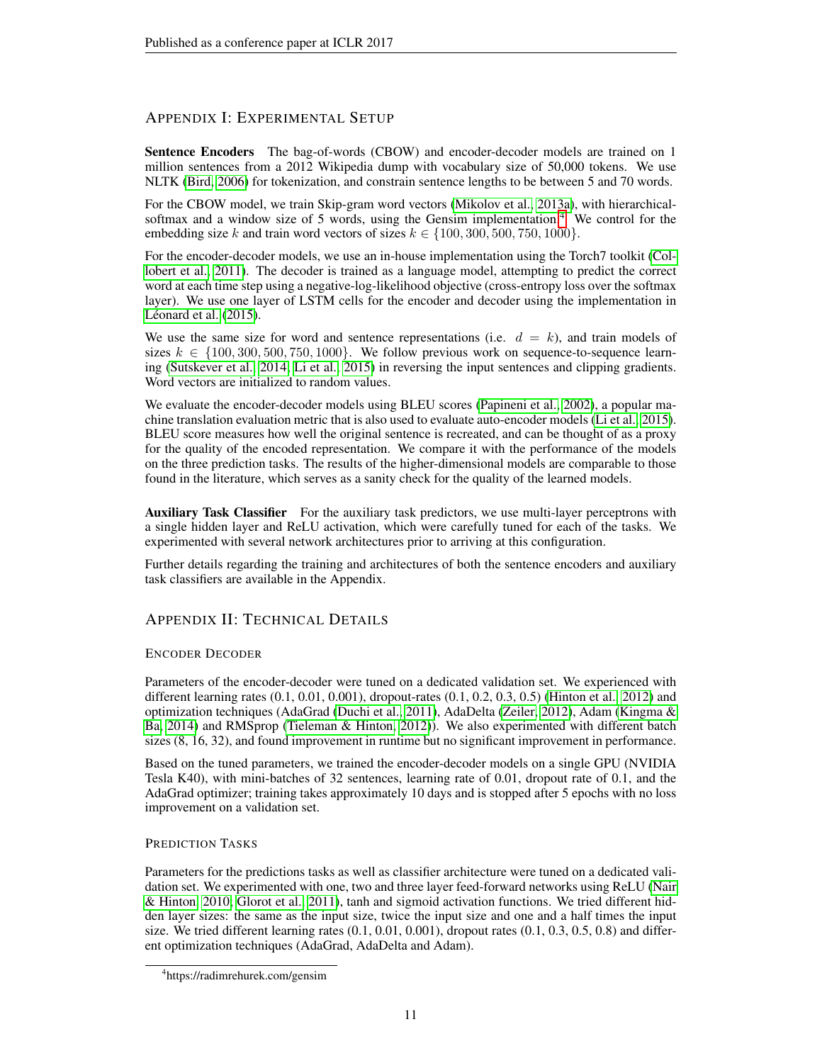## Appendix I: Experimental Setup

**Sentence Encoders** The bag-of-words (CBOW) and encoder-decoder models are trained on 1 million sentences from a 2012 Wikipedia dump with vocabulary size of 50,000 tokens. We use NLTK (Bird, 2006) for tokenization, and constrain sentence lengths to be between 5 and 70 words.

For the CBOW model, we train Skip-gram word vectors (Mikolov et al., 2013a), with hierarchical-softmax and a window size of 5 words, using the Gensim implementation.[4] We control for the embedding size $k$ and train word vectors of sizes $k \in \{100, 300, 500, 750, 1000\}$.

For the encoder-decoder models, we use an in-house implementation using the Torch7 toolkit (Collobert et al., 2011). The decoder is trained as a language model, attempting to predict the correct word at each time step using a negative-log-likelihood objective (cross-entropy loss over the softmax layer). We use one layer of LSTM cells for the encoder and decoder using the implementation in Léonard et al. (2015).

We use the same size for word and sentence representations (i.e. $d = k$), and train models of sizes $k \in \{100, 300, 500, 750, 1000\}$. We follow previous work on sequence-to-sequence learning (Sutskever et al., 2014; Li et al., 2015) in reversing the input sentences and clipping gradients. Word vectors are initialized to random values.

We evaluate the encoder-decoder models using BLEU scores (Papineni et al., 2002), a popular machine translation evaluation metric that is also used to evaluate auto-encoder models (Li et al., 2015). BLEU score measures how well the original sentence is recreated, and can be thought of as a proxy for the quality of the encoded representation. We compare it with the performance of the models on the three prediction tasks. The results of the higher-dimensional models are comparable to those found in the literature, which serves as a sanity check for the quality of the learned models.

**Auxiliary Task Classifier** For the auxiliary task predictors, we use multi-layer perceptrons with a single hidden layer and ReLU activation, which were carefully tuned for each of the tasks. We experimented with several network architectures prior to arriving at this configuration.

Further details regarding the training and architectures of both the sentence encoders and auxiliary task classifiers are available in the Appendix.

## Appendix II: Technical Details

### Encoder Decoder

Parameters of the encoder-decoder were tuned on a dedicated validation set. We experienced with different learning rates (0.1, 0.01, 0.001), dropout-rates (0.1, 0.2, 0.3, 0.5) (Hinton et al., 2012) and optimization techniques (AdaGrad (Duchi et al., 2011), AdaDelta (Zeiler, 2012), Adam (Kingma & Ba, 2014) and RMSprop (Tieleman & Hinton, 2012)). We also experimented with different batch sizes (8, 16, 32), and found improvement in runtime but no significant improvement in performance.

Based on the tuned parameters, we trained the encoder-decoder models on a single GPU (NVIDIA Tesla K40), with mini-batches of 32 sentences, learning rate of 0.01, dropout rate of 0.1, and the AdaGrad optimizer; training takes approximately 10 days and is stopped after 5 epochs with no loss improvement on a validation set.

### Prediction Tasks

Parameters for the predictions tasks as well as classifier architecture were tuned on a dedicated validation set. We experimented with one, two and three layer feed-forward networks using ReLU (Nair & Hinton, 2010; Glorot et al., 2011), tanh and sigmoid activation functions. We tried different hidden layer sizes: the same as the input size, twice the input size and one and a half times the input size. We tried different learning rates (0.1, 0.01, 0.001), dropout rates (0.1, 0.3, 0.5, 0.8) and different optimization techniques (AdaGrad, AdaDelta and Adam).

[4] https://radimrehurek.com/gensim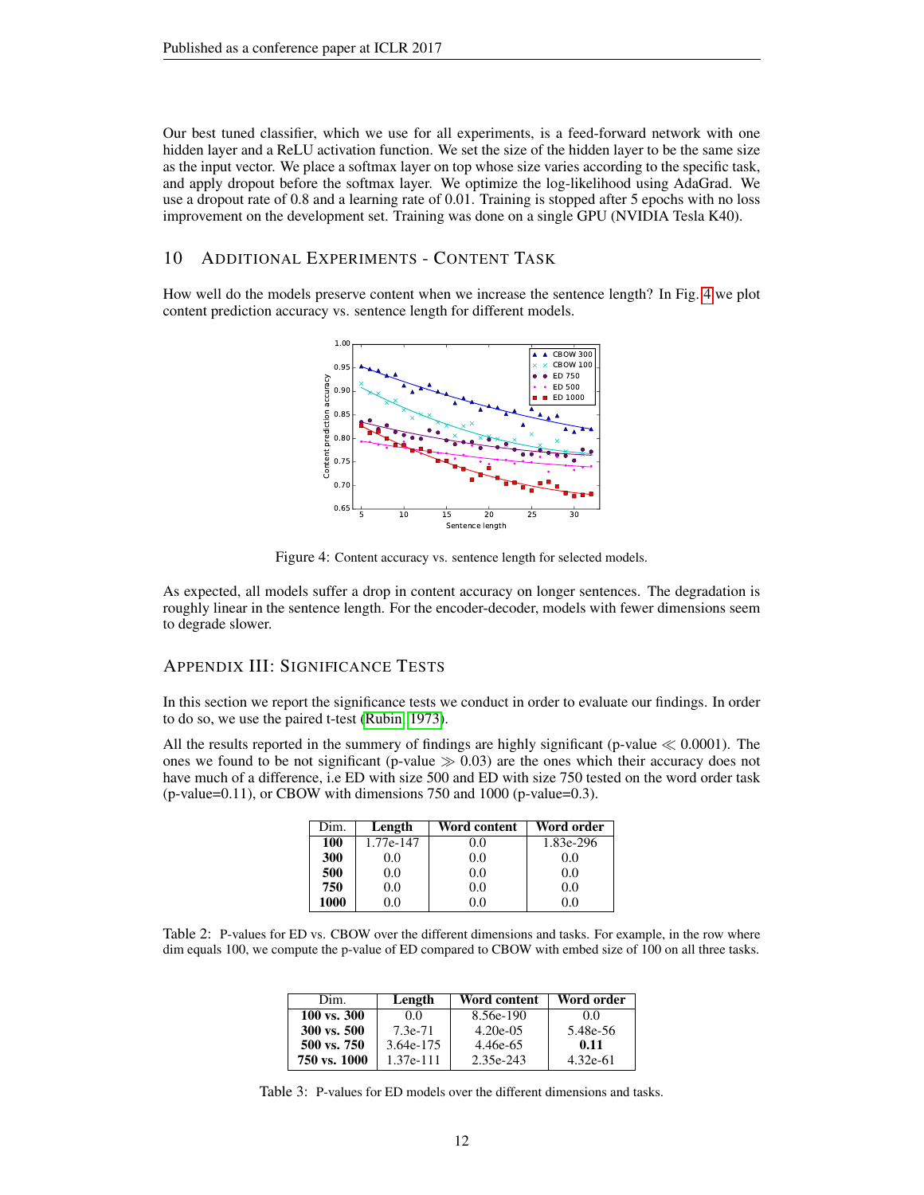Our best tuned classifier, which we use for all experiments, is a feed-forward network with one hidden layer and a ReLU activation function. We set the size of the hidden layer to be the same size as the input vector. We place a softmax layer on top whose size varies according to the specific task, and apply dropout before the softmax layer. We optimize the log-likelihood using AdaGrad. We use a dropout rate of 0.8 and a learning rate of 0.01. Training is stopped after 5 epochs with no loss improvement on the development set. Training was done on a single GPU (NVIDIA Tesla K40).

## 10 Additional Experiments - Content Task

How well do the models preserve content when we increase the sentence length? In Fig. 4 we plot content prediction accuracy vs. sentence length for different models.

Figure 4: Content accuracy vs. sentence length for selected models.

As expected, all models suffer a drop in content accuracy on longer sentences. The degradation is roughly linear in the sentence length. For the encoder-decoder, models with fewer dimensions seem to degrade slower.

## Appendix III: Significance Tests

In this section we report the significance tests we conduct in order to evaluate our findings. In order to do so, we use the paired t-test (Rubin, 1973).

All the results reported in the summery of findings are highly significant (p-value $\ll 0.0001$). The ones we found to be not significant (p-value $\gg 0.03$) are the ones which their accuracy does not have much of a difference, i.e ED with size 500 and ED with size 750 tested on the word order task (p-value=0.11), or CBOW with dimensions 750 and 1000 (p-value=0.3).

| Dim. | Length | Word content | Word order |
|---|---|---|---|
| **100** | 1.77e-147 | 0.0 | 1.83e-296 |
| **300** | 0.0 | 0.0 | 0.0 |
| **500** | 0.0 | 0.0 | 0.0 |
| **750** | 0.0 | 0.0 | 0.0 |
| **1000** | 0.0 | 0.0 | 0.0 |

Table 2: P-values for ED vs. CBOW over the different dimensions and tasks. For example, in the row where dim equals 100, we compute the p-value of ED compared to CBOW with embed size of 100 on all three tasks.

| Dim. | Length | Word content | Word order |
|---|---|---|---|
| **100 vs. 300** | 0.0 | 8.56e-190 | 0.0 |
| **300 vs. 500** | 7.3e-71 | 4.20e-05 | 5.48e-56 |
| **500 vs. 750** | 3.64e-175 | 4.46e-65 | **0.11** |
| **750 vs. 1000** | 1.37e-111 | 2.35e-243 | 4.32e-61 |

Table 3: P-values for ED models over the different dimensions and tasks.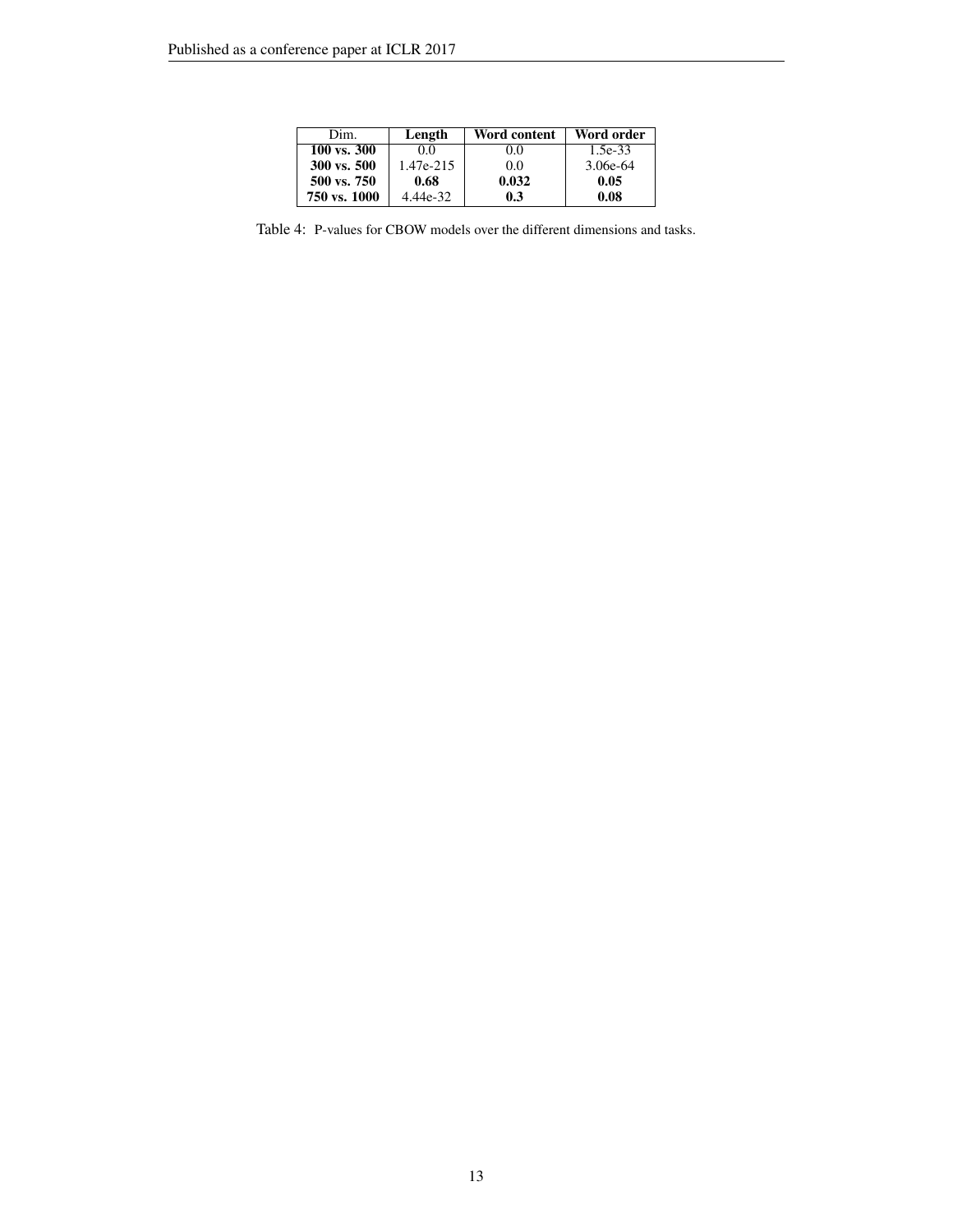| Dim. | **Length** | **Word content** | **Word order** |
|---|---|---|---|
| **100 vs. 300** | 0.0 | 0.0 | 1.5e-33 |
| **300 vs. 500** | 1.47e-215 | 0.0 | 3.06e-64 |
| **500 vs. 750** | **0.68** | **0.032** | **0.05** |
| **750 vs. 1000** | 4.44e-32 | **0.3** | **0.08** |

Table 4: P-values for CBOW models over the different dimensions and tasks.